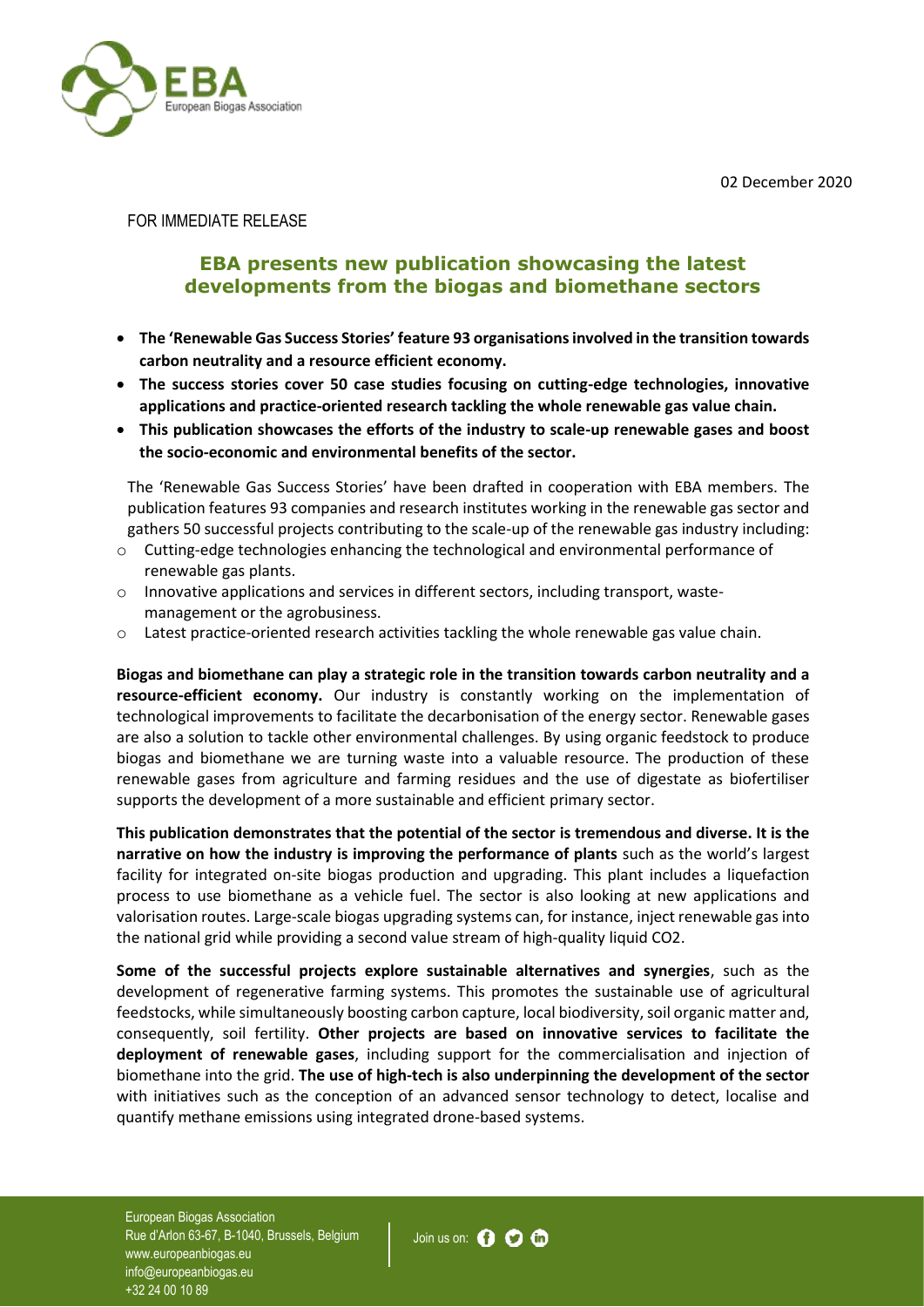02 December 2020

FOR IMMEDIATE RELEASE

# EBA presents new publication showcasing the latest developments from the biogas and biomethane sectors

- **The 'Renewable Gas Success Stories' feature 93 organisations involved in the transition towards carbon neutrality and a resource efficient economy.**
- **The success stories cover 50 case studies focusing on cutting-edge technologies, innovative applications and practice-oriented research tackling the whole renewable gas value chain.**
- **This publication showcases the efforts of the industry to scale-up renewable gases and boost the socio-economic and environmental benefits of the sector.**

The 'Renewable Gas Success Stories' have been drafted in cooperation with EBA members. The publication features 93 companies and research institutes working in the renewable gas sector and gathers 50 successful projects contributing to the scale-up of the renewable gas industry including:

- Cutting-edge technologies enhancing the technological and environmental performance of renewable gas plants.
- Innovative applications and services in different sectors, including transport, waste-management or the agrobusiness.
- Latest practice-oriented research activities tackling the whole renewable gas value chain.

**Biogas and biomethane can play a strategic role in the transition towards carbon neutrality and a resource-efficient economy.** Our industry is constantly working on the implementation of technological improvements to facilitate the decarbonisation of the energy sector. Renewable gases are also a solution to tackle other environmental challenges. By using organic feedstock to produce biogas and biomethane we are turning waste into a valuable resource. The production of these renewable gases from agriculture and farming residues and the use of digestate as biofertiliser supports the development of a more sustainable and efficient primary sector.

**This publication demonstrates that the potential of the sector is tremendous and diverse. It is the narrative on how the industry is improving the performance of plants** such as the world's largest facility for integrated on-site biogas production and upgrading. This plant includes a liquefaction process to use biomethane as a vehicle fuel. The sector is also looking at new applications and valorisation routes. Large-scale biogas upgrading systems can, for instance, inject renewable gas into the national grid while providing a second value stream of high-quality liquid $CO_2$.

**Some of the successful projects explore sustainable alternatives and synergies**, such as the development of regenerative farming systems. This promotes the sustainable use of agricultural feedstocks, while simultaneously boosting carbon capture, local biodiversity, soil organic matter and, consequently, soil fertility. **Other projects are based on innovative services to facilitate the deployment of renewable gases**, including support for the commercialisation and injection of biomethane into the grid. **The use of high-tech is also underpinning the development of the sector** with initiatives such as the conception of an advanced sensor technology to detect, localise and quantify methane emissions using integrated drone-based systems.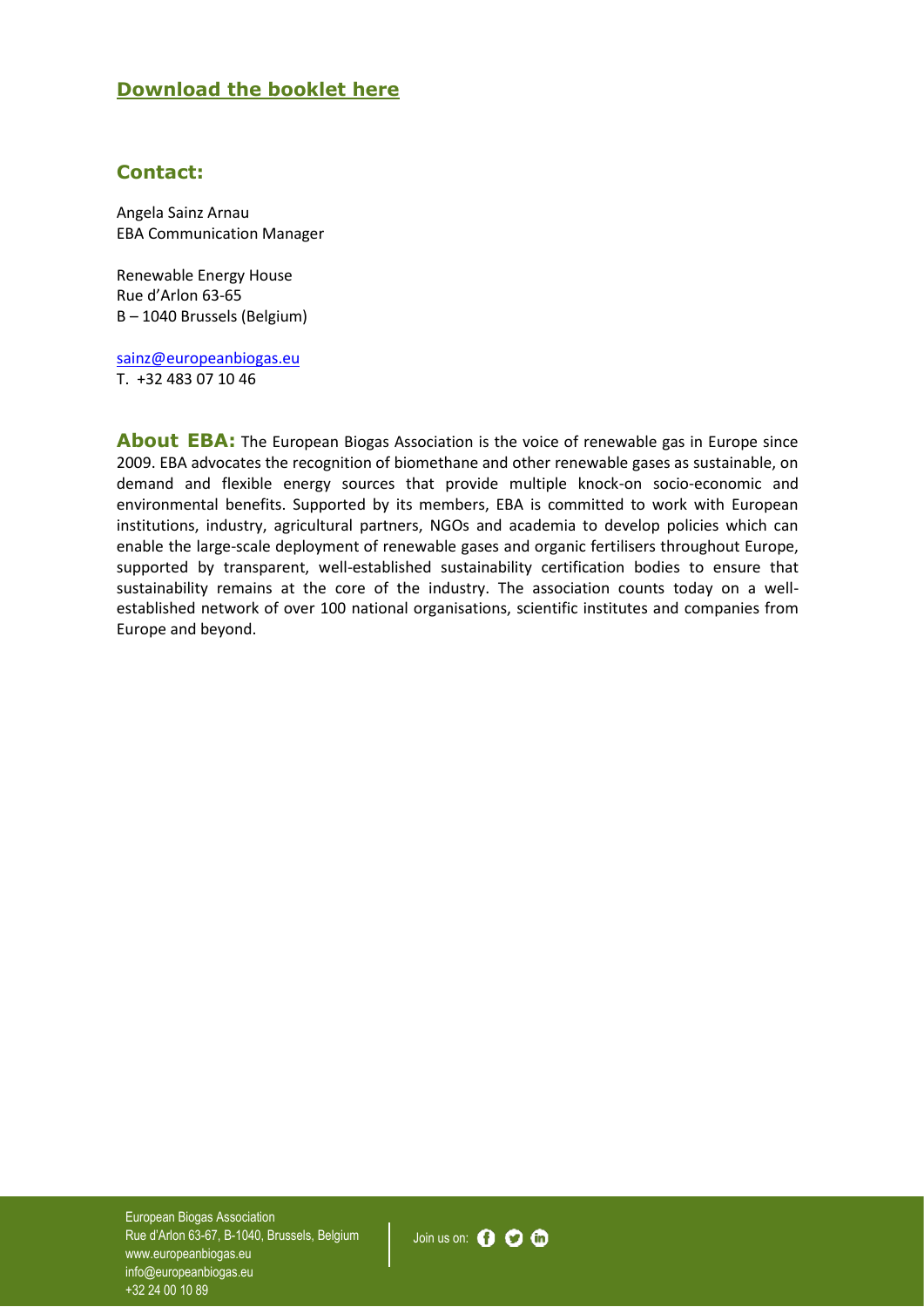**Download the booklet here**

## Contact:

Angela Sainz Arnau
EBA Communication Manager

Renewable Energy House
Rue d'Arlon 63-65
B – 1040 Brussels (Belgium)

sainz@europeanbiogas.eu
T. +32 483 07 10 46

**About EBA:** The European Biogas Association is the voice of renewable gas in Europe since 2009. EBA advocates the recognition of biomethane and other renewable gases as sustainable, on demand and flexible energy sources that provide multiple knock-on socio-economic and environmental benefits. Supported by its members, EBA is committed to work with European institutions, industry, agricultural partners, NGOs and academia to develop policies which can enable the large-scale deployment of renewable gases and organic fertilisers throughout Europe, supported by transparent, well-established sustainability certification bodies to ensure that sustainability remains at the core of the industry. The association counts today on a well-established network of over 100 national organisations, scientific institutes and companies from Europe and beyond.

European Biogas Association
Rue d'Arlon 63-67, B-1040, Brussels, Belgium
www.europeanbiogas.eu
info@europeanbiogas.eu
+32 24 00 10 89

Join us on: